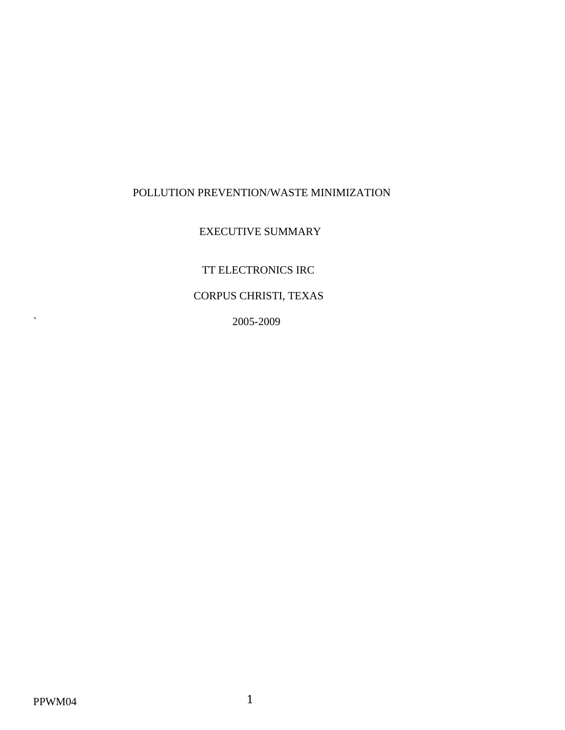# POLLUTION PREVENTION/WASTE MINIMIZATION

## EXECUTIVE SUMMARY

TT ELECTRONICS IRC

CORPUS CHRISTI, TEXAS

` 2005-2009

PPWM04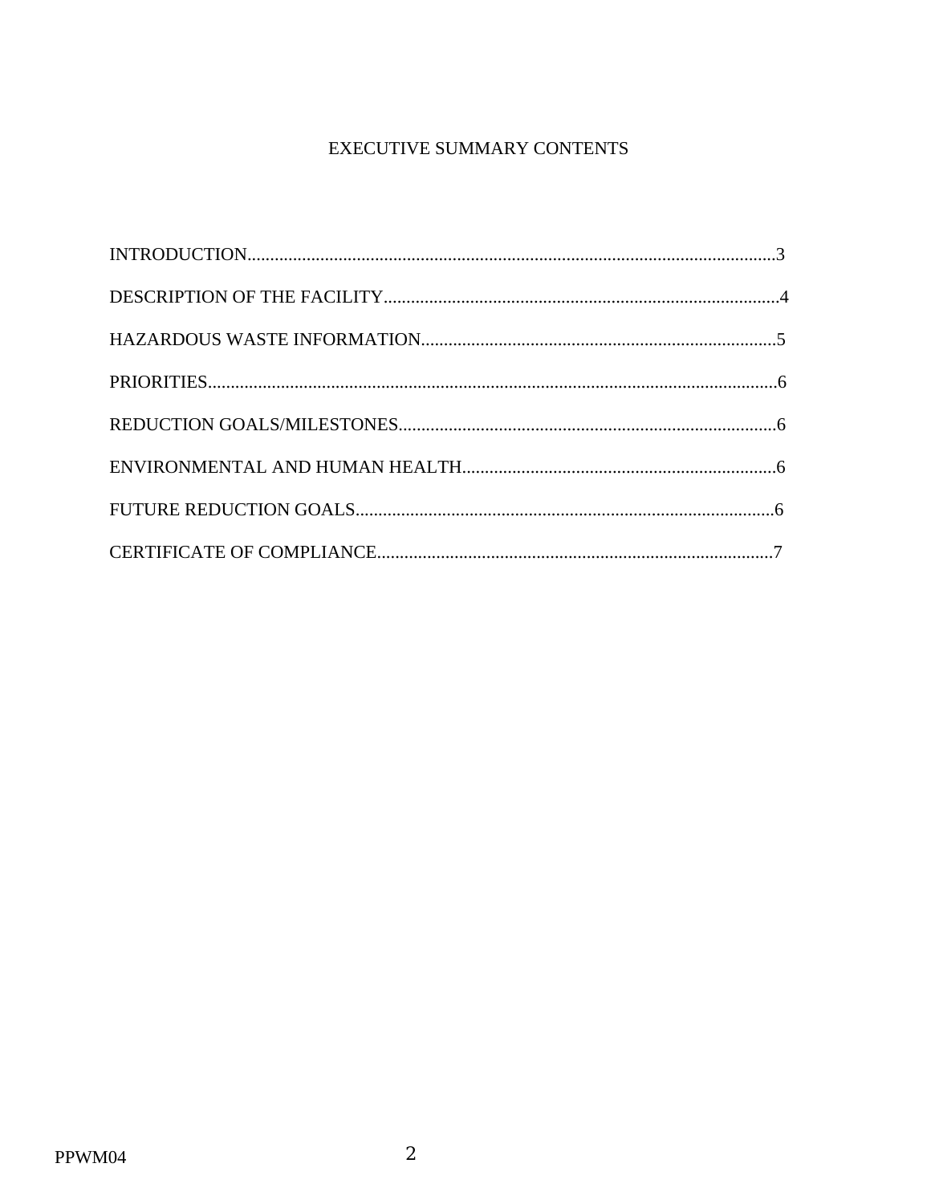# EXECUTIVE SUMMARY CONTENTS

INTRODUCTION....................................................................................................................3

DESCRIPTION OF THE FACILITY......................................................................................4

HAZARDOUS WASTE INFORMATION.............................................................................5

PRIORITIES............................................................................................................................6

REDUCTION GOALS/MILESTONES..................................................................................6

ENVIRONMENTAL AND HUMAN HEALTH....................................................................6

FUTURE REDUCTION GOALS...........................................................................................6

CERTIFICATE OF COMPLIANCE......................................................................................7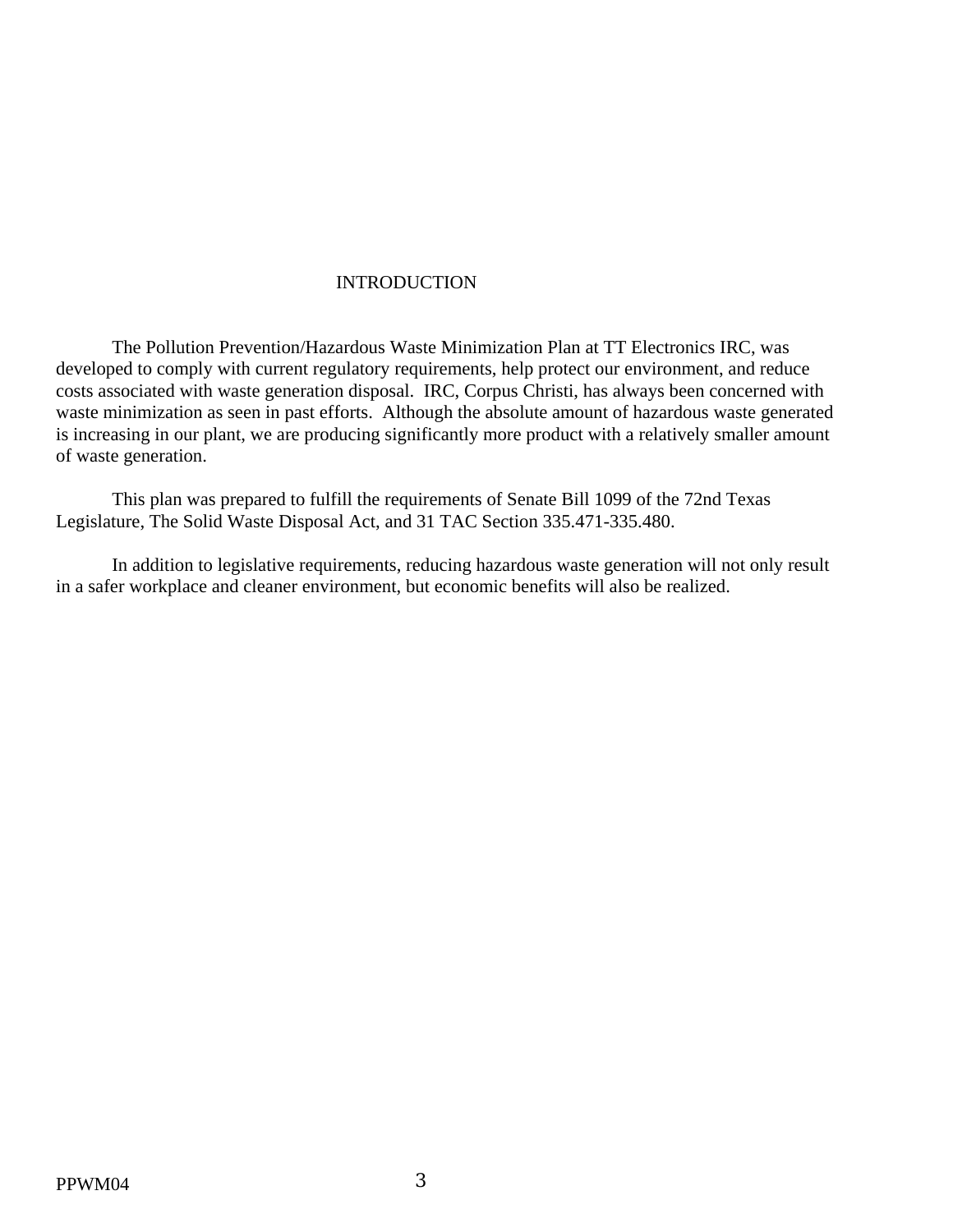# INTRODUCTION

The Pollution Prevention/Hazardous Waste Minimization Plan at TT Electronics IRC, was developed to comply with current regulatory requirements, help protect our environment, and reduce costs associated with waste generation disposal. IRC, Corpus Christi, has always been concerned with waste minimization as seen in past efforts. Although the absolute amount of hazardous waste generated is increasing in our plant, we are producing significantly more product with a relatively smaller amount of waste generation.

This plan was prepared to fulfill the requirements of Senate Bill 1099 of the 72nd Texas Legislature, The Solid Waste Disposal Act, and 31 TAC Section 335.471-335.480.

In addition to legislative requirements, reducing hazardous waste generation will not only result in a safer workplace and cleaner environment, but economic benefits will also be realized.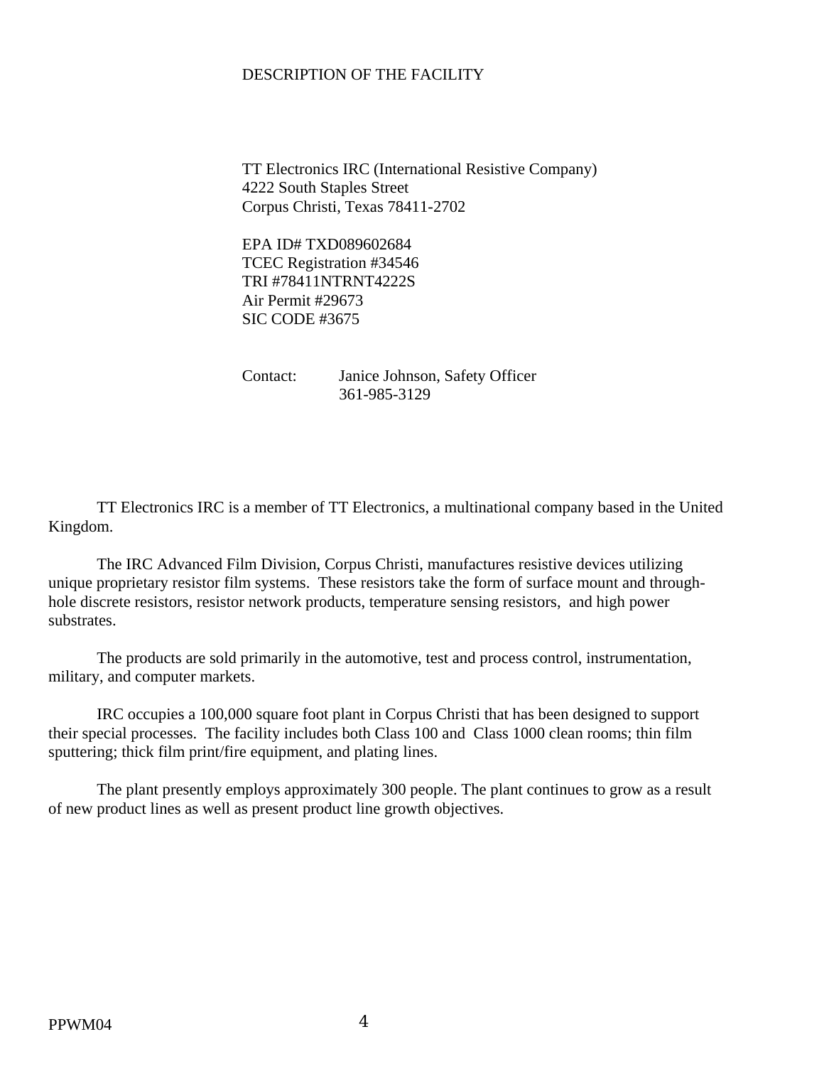# DESCRIPTION OF THE FACILITY

TT Electronics IRC (International Resistive Company)
4222 South Staples Street
Corpus Christi, Texas 78411-2702

EPA ID# TXD089602684
TCEC Registration #34546
TRI #78411NTRNT4222S
Air Permit #29673
SIC CODE #3675

Contact: Janice Johnson, Safety Officer
361-985-3129

TT Electronics IRC is a member of TT Electronics, a multinational company based in the United Kingdom.

The IRC Advanced Film Division, Corpus Christi, manufactures resistive devices utilizing unique proprietary resistor film systems. These resistors take the form of surface mount and through-hole discrete resistors, resistor network products, temperature sensing resistors, and high power substrates.

The products are sold primarily in the automotive, test and process control, instrumentation, military, and computer markets.

IRC occupies a 100,000 square foot plant in Corpus Christi that has been designed to support their special processes. The facility includes both Class 100 and Class 1000 clean rooms; thin film sputtering; thick film print/fire equipment, and plating lines.

The plant presently employs approximately 300 people. The plant continues to grow as a result of new product lines as well as present product line growth objectives.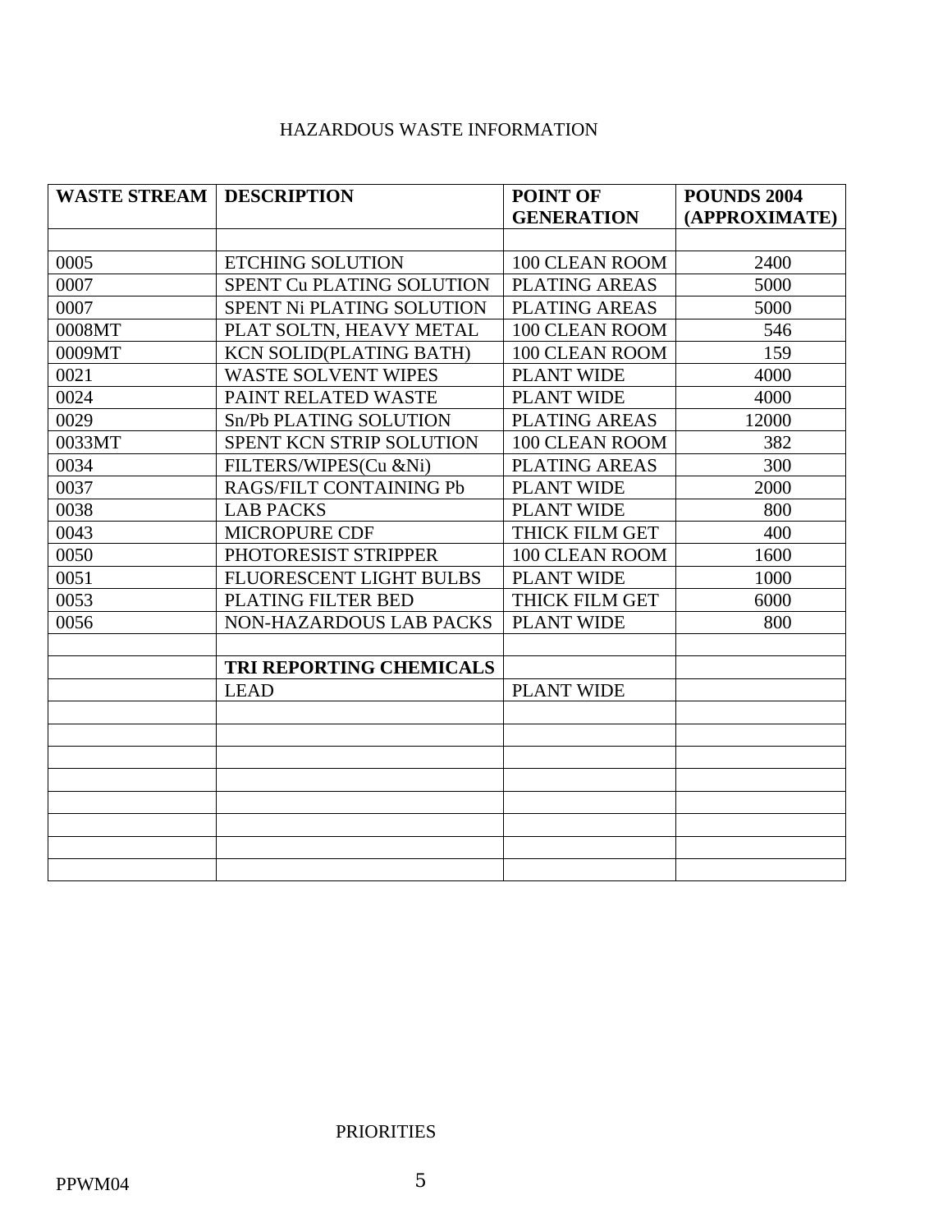# HAZARDOUS WASTE INFORMATION

| WASTE STREAM | DESCRIPTION | POINT OF GENERATION | POUNDS 2004 (APPROXIMATE) |
|---|---|---|---|
| | | | |
| 0005 | ETCHING SOLUTION | 100 CLEAN ROOM | 2400 |
| 0007 | SPENT Cu PLATING SOLUTION | PLATING AREAS | 5000 |
| 0007 | SPENT Ni PLATING SOLUTION | PLATING AREAS | 5000 |
| 0008MT | PLAT SOLTN, HEAVY METAL | 100 CLEAN ROOM | 546 |
| 0009MT | KCN SOLID(PLATING BATH) | 100 CLEAN ROOM | 159 |
| 0021 | WASTE SOLVENT WIPES | PLANT WIDE | 4000 |
| 0024 | PAINT RELATED WASTE | PLANT WIDE | 4000 |
| 0029 | Sn/Pb PLATING SOLUTION | PLATING AREAS | 12000 |
| 0033MT | SPENT KCN STRIP SOLUTION | 100 CLEAN ROOM | 382 |
| 0034 | FILTERS/WIPES(Cu &Ni) | PLATING AREAS | 300 |
| 0037 | RAGS/FILT CONTAINING Pb | PLANT WIDE | 2000 |
| 0038 | LAB PACKS | PLANT WIDE | 800 |
| 0043 | MICROPURE CDF | THICK FILM GET | 400 |
| 0050 | PHOTORESIST STRIPPER | 100 CLEAN ROOM | 1600 |
| 0051 | FLUORESCENT LIGHT BULBS | PLANT WIDE | 1000 |
| 0053 | PLATING FILTER BED | THICK FILM GET | 6000 |
| 0056 | NON-HAZARDOUS LAB PACKS | PLANT WIDE | 800 |
| | | | |
| | **TRI REPORTING CHEMICALS** | | |
| | LEAD | PLANT WIDE | |
| | | | |
| | | | |
| | | | |
| | | | |
| | | | |
| | | | |
| | | | |
| | | | |

PRIORITIES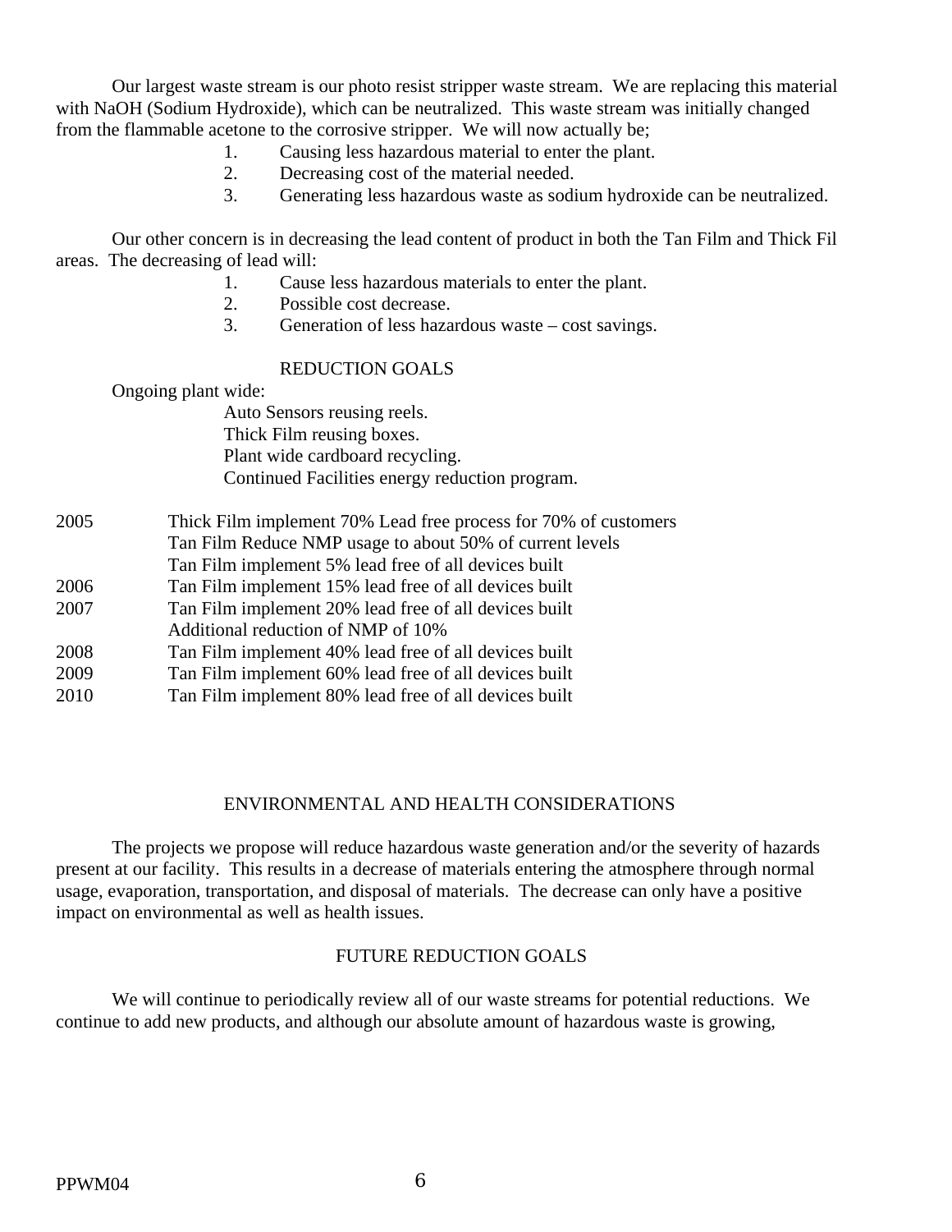Our largest waste stream is our photo resist stripper waste stream. We are replacing this material with NaOH (Sodium Hydroxide), which can be neutralized. This waste stream was initially changed from the flammable acetone to the corrosive stripper. We will now actually be;

1. Causing less hazardous material to enter the plant.
2. Decreasing cost of the material needed.
3. Generating less hazardous waste as sodium hydroxide can be neutralized.

Our other concern is in decreasing the lead content of product in both the Tan Film and Thick Fil areas. The decreasing of lead will:

1. Cause less hazardous materials to enter the plant.
2. Possible cost decrease.
3. Generation of less hazardous waste – cost savings.

## REDUCTION GOALS

Ongoing plant wide:

Auto Sensors reusing reels.
Thick Film reusing boxes.
Plant wide cardboard recycling.
Continued Facilities energy reduction program.

| | |
|---|---|
| 2005 | Thick Film implement 70% Lead free process for 70% of customers |
| | Tan Film Reduce NMP usage to about 50% of current levels |
| | Tan Film implement 5% lead free of all devices built |
| 2006 | Tan Film implement 15% lead free of all devices built |
| 2007 | Tan Film implement 20% lead free of all devices built |
| | Additional reduction of NMP of 10% |
| 2008 | Tan Film implement 40% lead free of all devices built |
| 2009 | Tan Film implement 60% lead free of all devices built |
| 2010 | Tan Film implement 80% lead free of all devices built |

## ENVIRONMENTAL AND HEALTH CONSIDERATIONS

The projects we propose will reduce hazardous waste generation and/or the severity of hazards present at our facility. This results in a decrease of materials entering the atmosphere through normal usage, evaporation, transportation, and disposal of materials. The decrease can only have a positive impact on environmental as well as health issues.

## FUTURE REDUCTION GOALS

We will continue to periodically review all of our waste streams for potential reductions. We continue to add new products, and although our absolute amount of hazardous waste is growing,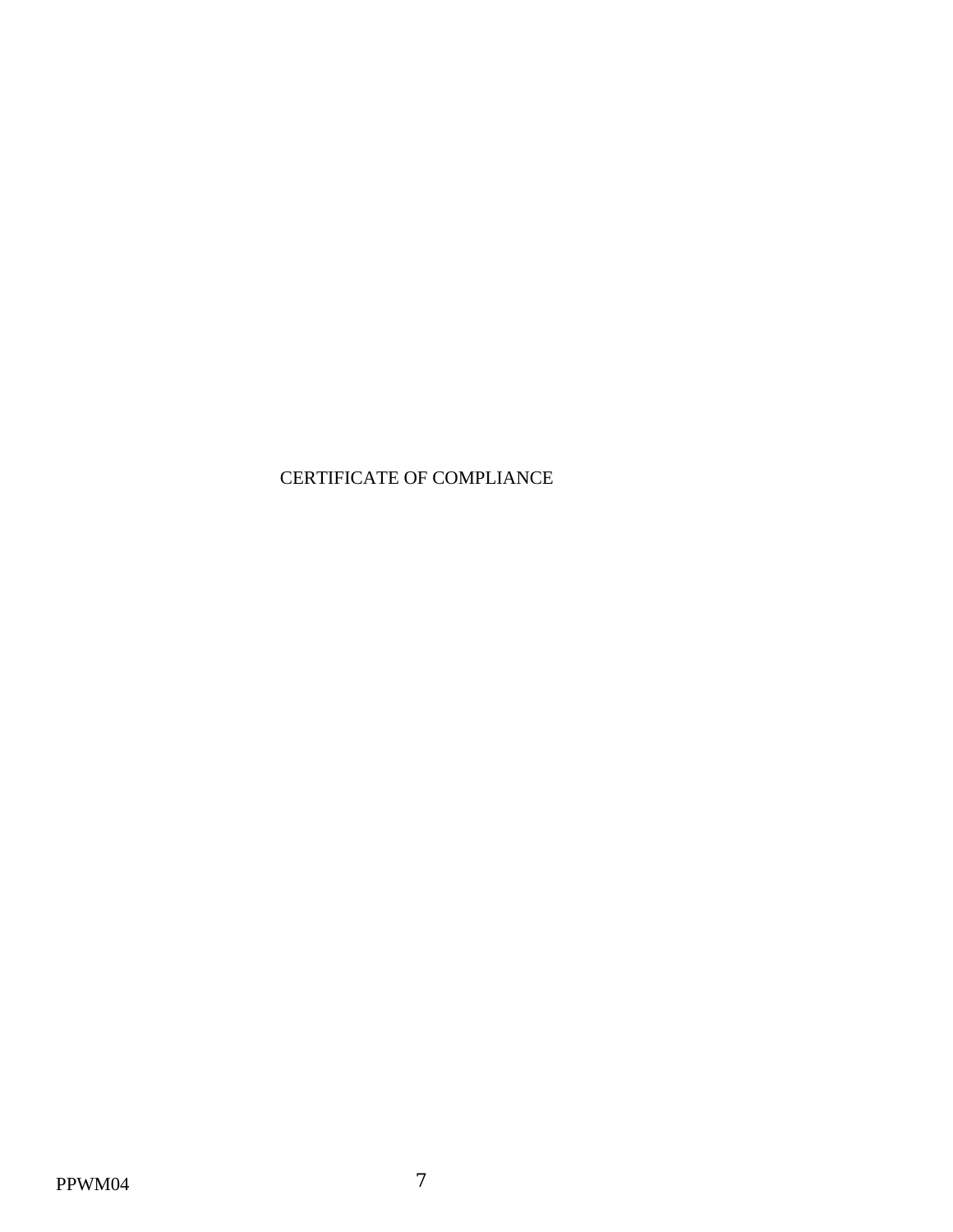CERTIFICATE OF COMPLIANCE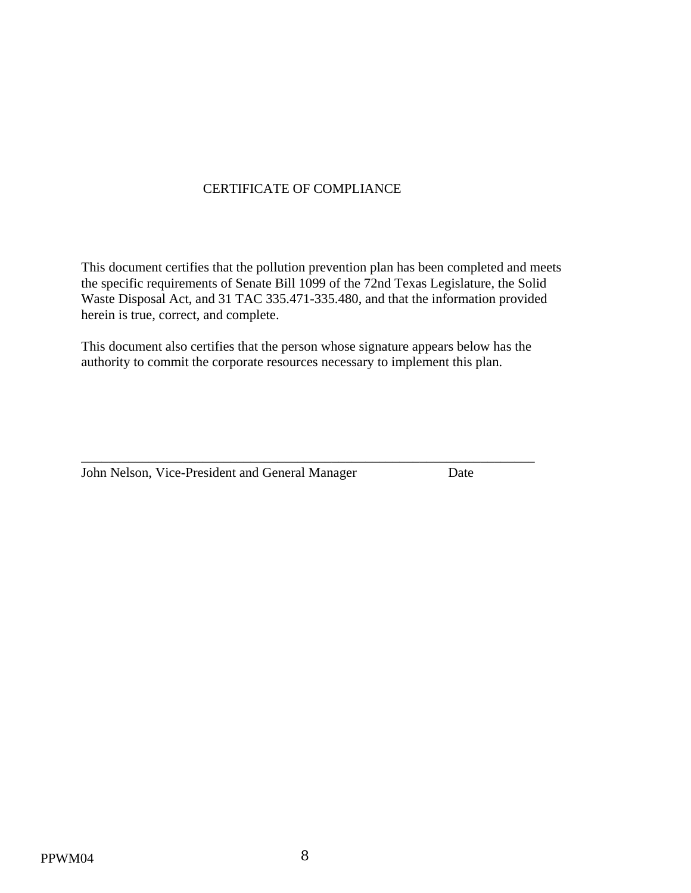# CERTIFICATE OF COMPLIANCE

This document certifies that the pollution prevention plan has been completed and meets the specific requirements of Senate Bill 1099 of the 72nd Texas Legislature, the Solid Waste Disposal Act, and 31 TAC 335.471-335.480, and that the information provided herein is true, correct, and complete.

This document also certifies that the person whose signature appears below has the authority to commit the corporate resources necessary to implement this plan.

______________________________________________________________________

John Nelson, Vice-President and General Manager Date